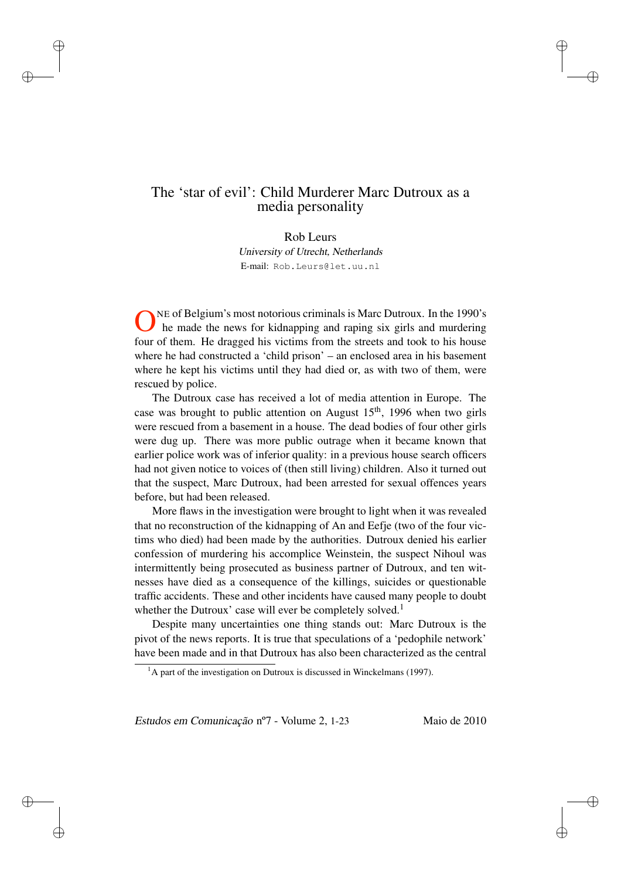# The 'star of evil': Child Murderer Marc Dutroux as a media personality

Rob Leurs

*University of Utrecht, Netherlands*

E-mail: Rob.Leurs@let.uu.nl

ONE of Belgium's most notorious criminals is Marc Dutroux. In the 1990's he made the news for kidnapping and raping six girls and murdering four of them. He dragged his victims from the streets and took to his house where he had constructed a 'child prison' – an enclosed area in his basement where he kept his victims until they had died or, as with two of them, were rescued by police.

The Dutroux case has received a lot of media attention in Europe. The case was brought to public attention on August 15th, 1996 when two girls were rescued from a basement in a house. The dead bodies of four other girls were dug up. There was more public outrage when it became known that earlier police work was of inferior quality: in a previous house search officers had not given notice to voices of (then still living) children. Also it turned out that the suspect, Marc Dutroux, had been arrested for sexual offences years before, but had been released.

More flaws in the investigation were brought to light when it was revealed that no reconstruction of the kidnapping of An and Eefje (two of the four victims who died) had been made by the authorities. Dutroux denied his earlier confession of murdering his accomplice Weinstein, the suspect Nihoul was intermittently being prosecuted as business partner of Dutroux, and ten witnesses have died as a consequence of the killings, suicides or questionable traffic accidents. These and other incidents have caused many people to doubt whether the Dutroux' case will ever be completely solved.[1]

Despite many uncertainties one thing stands out: Marc Dutroux is the pivot of the news reports. It is true that speculations of a 'pedophile network' have been made and in that Dutroux has also been characterized as the central

[1] A part of the investigation on Dutroux is discussed in Winckelmans (1997).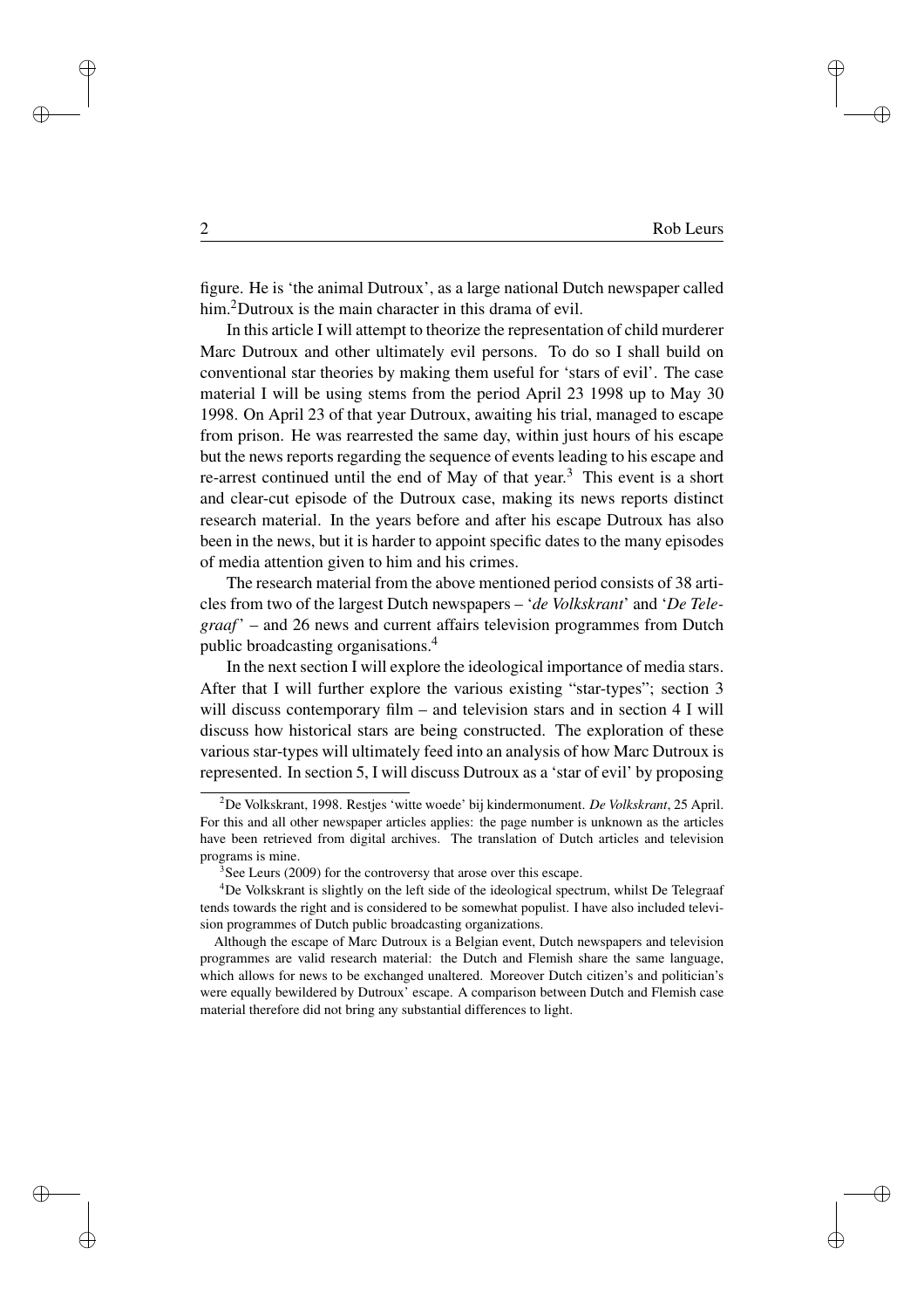figure. He is 'the animal Dutroux', as a large national Dutch newspaper called him.[2]Dutroux is the main character in this drama of evil.

In this article I will attempt to theorize the representation of child murderer Marc Dutroux and other ultimately evil persons. To do so I shall build on conventional star theories by making them useful for 'stars of evil'. The case material I will be using stems from the period April 23 1998 up to May 30 1998. On April 23 of that year Dutroux, awaiting his trial, managed to escape from prison. He was rearrested the same day, within just hours of his escape but the news reports regarding the sequence of events leading to his escape and re-arrest continued until the end of May of that year.[3] This event is a short and clear-cut episode of the Dutroux case, making its news reports distinct research material. In the years before and after his escape Dutroux has also been in the news, but it is harder to appoint specific dates to the many episodes of media attention given to him and his crimes.

The research material from the above mentioned period consists of 38 articles from two of the largest Dutch newspapers – '*de Volkskrant*' and '*De Telegraaf*' – and 26 news and current affairs television programmes from Dutch public broadcasting organisations.[4]

In the next section I will explore the ideological importance of media stars. After that I will further explore the various existing "star-types"; section 3 will discuss contemporary film – and television stars and in section 4 I will discuss how historical stars are being constructed. The exploration of these various star-types will ultimately feed into an analysis of how Marc Dutroux is represented. In section 5, I will discuss Dutroux as a 'star of evil' by proposing

[2]De Volkskrant, 1998. Restjes 'witte woede' bij kindermonument. *De Volkskrant*, 25 April. For this and all other newspaper articles applies: the page number is unknown as the articles have been retrieved from digital archives. The translation of Dutch articles and television programs is mine.

[3]See Leurs (2009) for the controversy that arose over this escape.

[4]De Volkskrant is slightly on the left side of the ideological spectrum, whilst De Telegraaf tends towards the right and is considered to be somewhat populist. I have also included television programmes of Dutch public broadcasting organizations.

Although the escape of Marc Dutroux is a Belgian event, Dutch newspapers and television programmes are valid research material: the Dutch and Flemish share the same language, which allows for news to be exchanged unaltered. Moreover Dutch citizen's and politician's were equally bewildered by Dutroux' escape. A comparison between Dutch and Flemish case material therefore did not bring any substantial differences to light.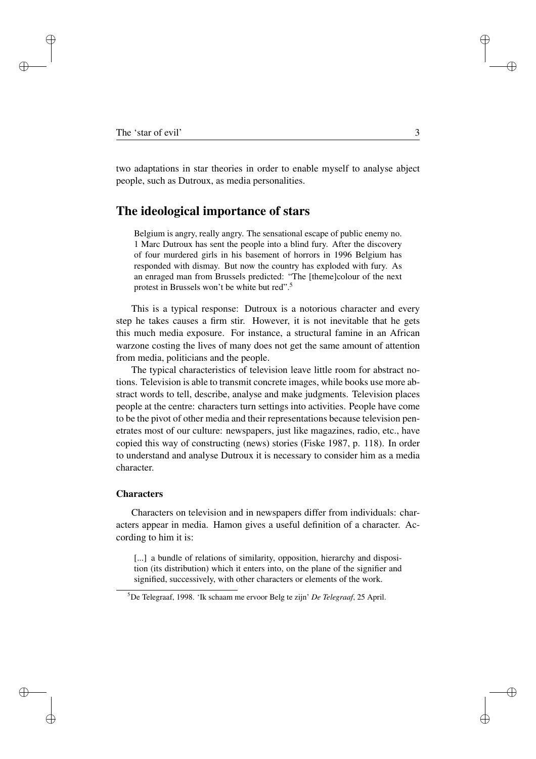two adaptations in star theories in order to enable myself to analyse abject people, such as Dutroux, as media personalities.

## The ideological importance of stars

> Belgium is angry, really angry. The sensational escape of public enemy no. 1 Marc Dutroux has sent the people into a blind fury. After the discovery of four murdered girls in his basement of horrors in 1996 Belgium has responded with dismay. But now the country has exploded with fury. As an enraged man from Brussels predicted: "The [theme]colour of the next protest in Brussels won't be white but red".[5]

This is a typical response: Dutroux is a notorious character and every step he takes causes a firm stir. However, it is not inevitable that he gets this much media exposure. For instance, a structural famine in an African warzone costing the lives of many does not get the same amount of attention from media, politicians and the people.

The typical characteristics of television leave little room for abstract notions. Television is able to transmit concrete images, while books use more abstract words to tell, describe, analyse and make judgments. Television places people at the centre: characters turn settings into activities. People have come to be the pivot of other media and their representations because television penetrates most of our culture: newspapers, just like magazines, radio, etc., have copied this way of constructing (news) stories (Fiske 1987, p. 118). In order to understand and analyse Dutroux it is necessary to consider him as a media character.

### Characters

Characters on television and in newspapers differ from individuals: characters appear in media. Hamon gives a useful definition of a character. According to him it is:

> [...] a bundle of relations of similarity, opposition, hierarchy and disposition (its distribution) which it enters into, on the plane of the signifier and signified, successively, with other characters or elements of the work.

[5] De Telegraaf, 1998. 'Ik schaam me ervoor Belg te zijn' *De Telegraaf*, 25 April.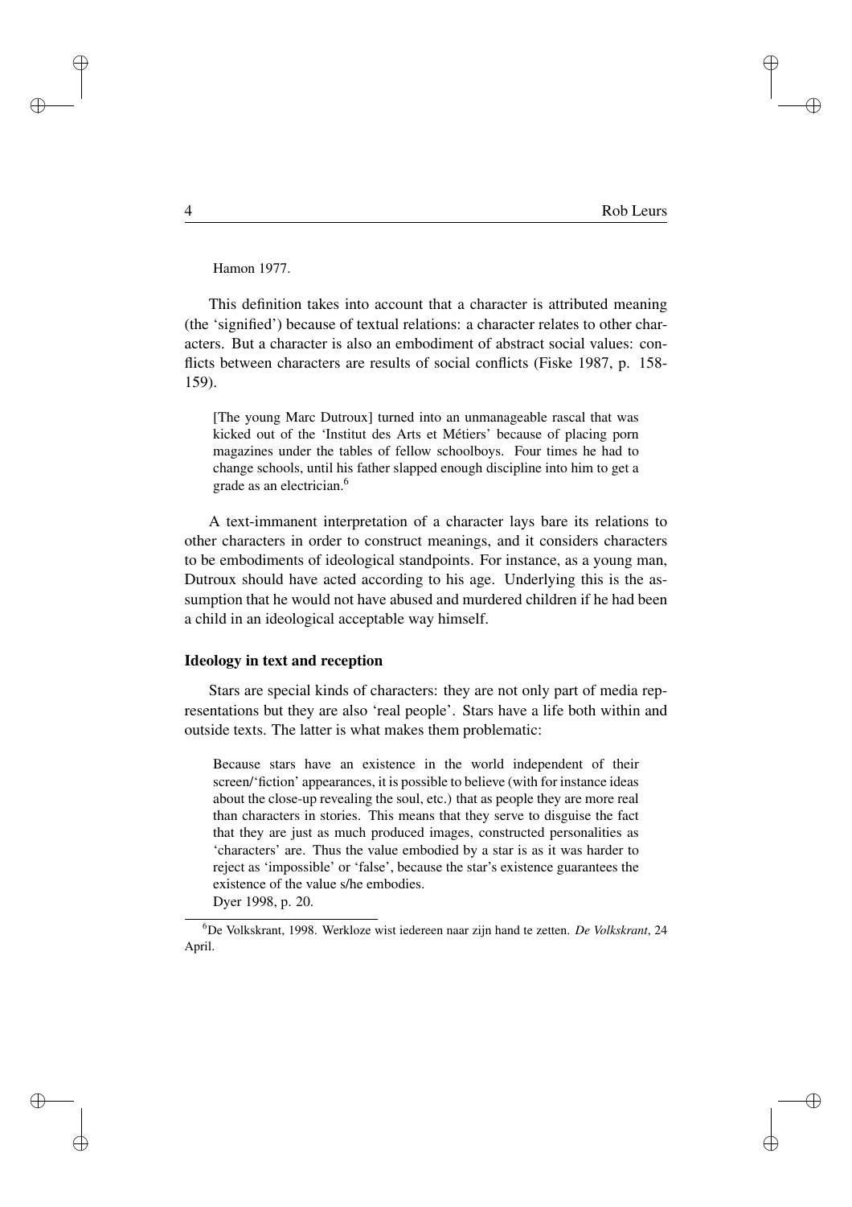Hamon 1977.

This definition takes into account that a character is attributed meaning (the 'signified') because of textual relations: a character relates to other characters. But a character is also an embodiment of abstract social values: conflicts between characters are results of social conflicts (Fiske 1987, p. 158-159).

> [The young Marc Dutroux] turned into an unmanageable rascal that was kicked out of the 'Institut des Arts et Métiers' because of placing porn magazines under the tables of fellow schoolboys. Four times he had to change schools, until his father slapped enough discipline into him to get a grade as an electrician.[6]

A text-immanent interpretation of a character lays bare its relations to other characters in order to construct meanings, and it considers characters to be embodiments of ideological standpoints. For instance, as a young man, Dutroux should have acted according to his age. Underlying this is the assumption that he would not have abused and murdered children if he had been a child in an ideological acceptable way himself.

## Ideology in text and reception

Stars are special kinds of characters: they are not only part of media representations but they are also 'real people'. Stars have a life both within and outside texts. The latter is what makes them problematic:

> Because stars have an existence in the world independent of their screen/'fiction' appearances, it is possible to believe (with for instance ideas about the close-up revealing the soul, etc.) that as people they are more real than characters in stories. This means that they serve to disguise the fact that they are just as much produced images, constructed personalities as 'characters' are. Thus the value embodied by a star is as it was harder to reject as 'impossible' or 'false', because the star's existence guarantees the existence of the value s/he embodies.
> Dyer 1998, p. 20.

---

[6] De Volkskrant, 1998. Werkloze wist iedereen naar zijn hand te zetten. *De Volkskrant*, 24 April.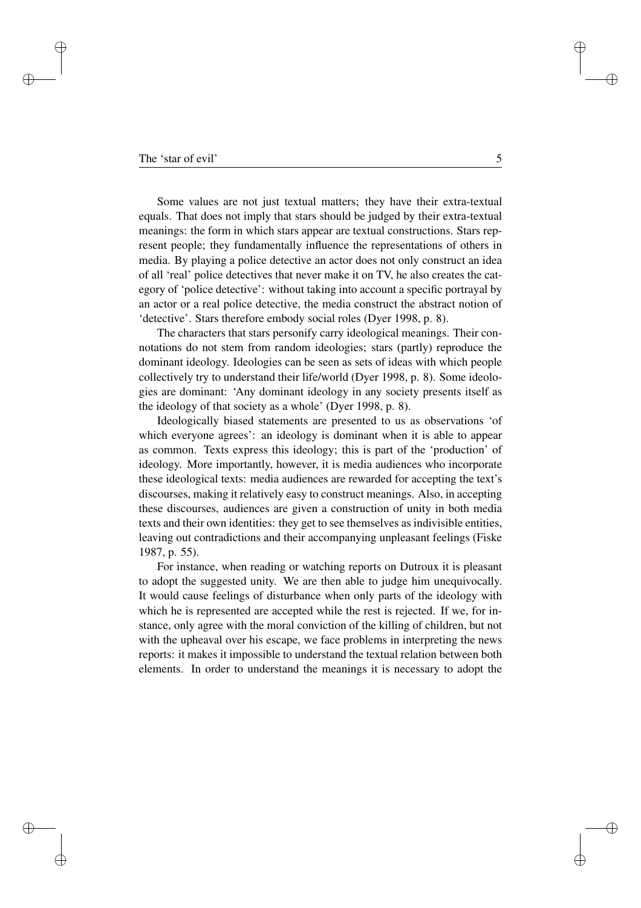Some values are not just textual matters; they have their extra-textual equals. That does not imply that stars should be judged by their extra-textual meanings: the form in which stars appear are textual constructions. Stars represent people; they fundamentally influence the representations of others in media. By playing a police detective an actor does not only construct an idea of all 'real' police detectives that never make it on TV, he also creates the category of 'police detective': without taking into account a specific portrayal by an actor or a real police detective, the media construct the abstract notion of 'detective'. Stars therefore embody social roles (Dyer 1998, p. 8).

The characters that stars personify carry ideological meanings. Their connotations do not stem from random ideologies; stars (partly) reproduce the dominant ideology. Ideologies can be seen as sets of ideas with which people collectively try to understand their life/world (Dyer 1998, p. 8). Some ideologies are dominant: 'Any dominant ideology in any society presents itself as the ideology of that society as a whole' (Dyer 1998, p. 8).

Ideologically biased statements are presented to us as observations 'of which everyone agrees': an ideology is dominant when it is able to appear as common. Texts express this ideology; this is part of the 'production' of ideology. More importantly, however, it is media audiences who incorporate these ideological texts: media audiences are rewarded for accepting the text's discourses, making it relatively easy to construct meanings. Also, in accepting these discourses, audiences are given a construction of unity in both media texts and their own identities: they get to see themselves as indivisible entities, leaving out contradictions and their accompanying unpleasant feelings (Fiske 1987, p. 55).

For instance, when reading or watching reports on Dutroux it is pleasant to adopt the suggested unity. We are then able to judge him unequivocally. It would cause feelings of disturbance when only parts of the ideology with which he is represented are accepted while the rest is rejected. If we, for instance, only agree with the moral conviction of the killing of children, but not with the upheaval over his escape, we face problems in interpreting the news reports: it makes it impossible to understand the textual relation between both elements. In order to understand the meanings it is necessary to adopt the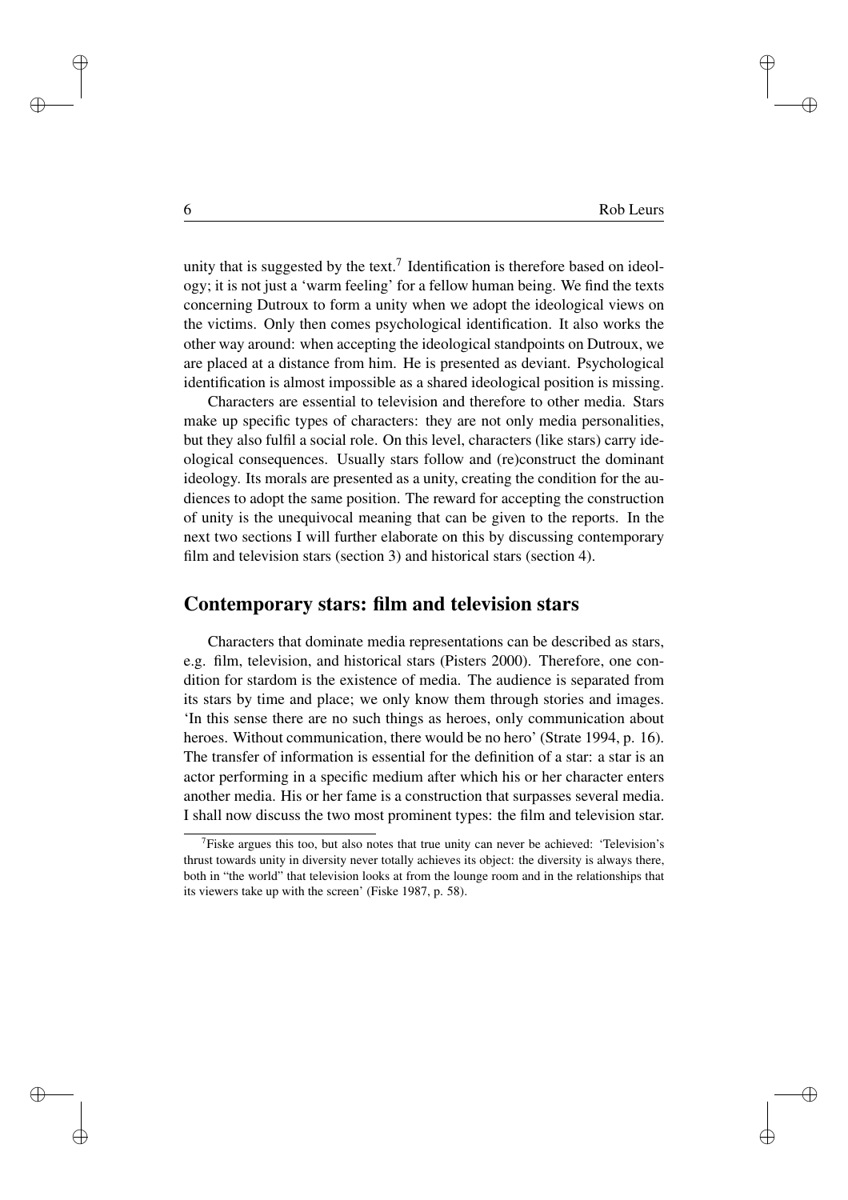unity that is suggested by the text.[7] Identification is therefore based on ideology; it is not just a 'warm feeling' for a fellow human being. We find the texts concerning Dutroux to form a unity when we adopt the ideological views on the victims. Only then comes psychological identification. It also works the other way around: when accepting the ideological standpoints on Dutroux, we are placed at a distance from him. He is presented as deviant. Psychological identification is almost impossible as a shared ideological position is missing.

Characters are essential to television and therefore to other media. Stars make up specific types of characters: they are not only media personalities, but they also fulfil a social role. On this level, characters (like stars) carry ideological consequences. Usually stars follow and (re)construct the dominant ideology. Its morals are presented as a unity, creating the condition for the audiences to adopt the same position. The reward for accepting the construction of unity is the unequivocal meaning that can be given to the reports. In the next two sections I will further elaborate on this by discussing contemporary film and television stars (section 3) and historical stars (section 4).

## Contemporary stars: film and television stars

Characters that dominate media representations can be described as stars, e.g. film, television, and historical stars (Pisters 2000). Therefore, one condition for stardom is the existence of media. The audience is separated from its stars by time and place; we only know them through stories and images. 'In this sense there are no such things as heroes, only communication about heroes. Without communication, there would be no hero' (Strate 1994, p. 16). The transfer of information is essential for the definition of a star: a star is an actor performing in a specific medium after which his or her character enters another media. His or her fame is a construction that surpasses several media. I shall now discuss the two most prominent types: the film and television star.

[7] Fiske argues this too, but also notes that true unity can never be achieved: 'Television's thrust towards unity in diversity never totally achieves its object: the diversity is always there, both in "the world" that television looks at from the lounge room and in the relationships that its viewers take up with the screen' (Fiske 1987, p. 58).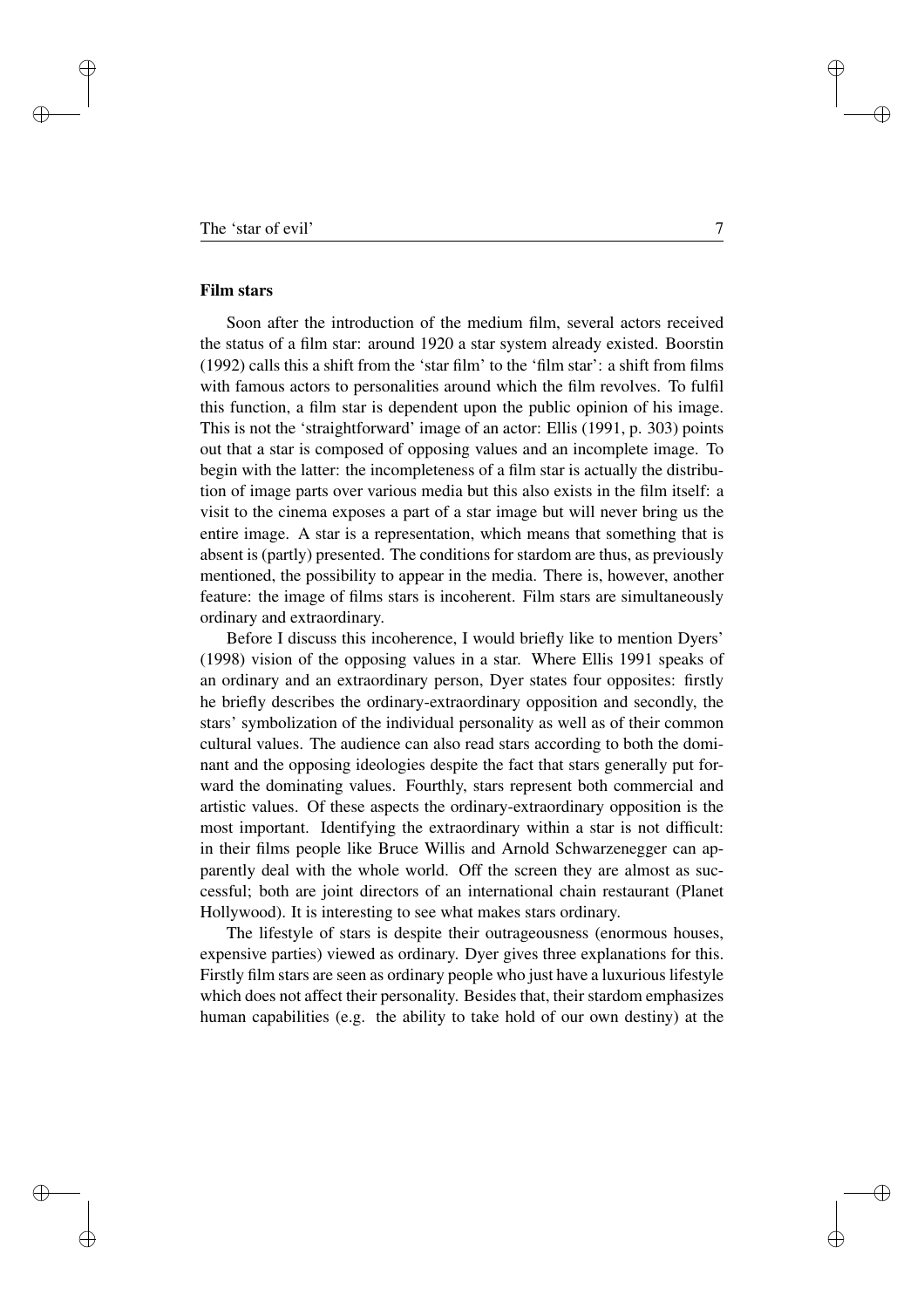## Film stars

Soon after the introduction of the medium film, several actors received the status of a film star: around 1920 a star system already existed. Boorstin (1992) calls this a shift from the 'star film' to the 'film star': a shift from films with famous actors to personalities around which the film revolves. To fulfil this function, a film star is dependent upon the public opinion of his image. This is not the 'straightforward' image of an actor: Ellis (1991, p. 303) points out that a star is composed of opposing values and an incomplete image. To begin with the latter: the incompleteness of a film star is actually the distribution of image parts over various media but this also exists in the film itself: a visit to the cinema exposes a part of a star image but will never bring us the entire image. A star is a representation, which means that something that is absent is (partly) presented. The conditions for stardom are thus, as previously mentioned, the possibility to appear in the media. There is, however, another feature: the image of films stars is incoherent. Film stars are simultaneously ordinary and extraordinary.

Before I discuss this incoherence, I would briefly like to mention Dyers' (1998) vision of the opposing values in a star. Where Ellis 1991 speaks of an ordinary and an extraordinary person, Dyer states four opposites: firstly he briefly describes the ordinary-extraordinary opposition and secondly, the stars' symbolization of the individual personality as well as of their common cultural values. The audience can also read stars according to both the dominant and the opposing ideologies despite the fact that stars generally put forward the dominating values. Fourthly, stars represent both commercial and artistic values. Of these aspects the ordinary-extraordinary opposition is the most important. Identifying the extraordinary within a star is not difficult: in their films people like Bruce Willis and Arnold Schwarzenegger can apparently deal with the whole world. Off the screen they are almost as successful; both are joint directors of an international chain restaurant (Planet Hollywood). It is interesting to see what makes stars ordinary.

The lifestyle of stars is despite their outrageousness (enormous houses, expensive parties) viewed as ordinary. Dyer gives three explanations for this. Firstly film stars are seen as ordinary people who just have a luxurious lifestyle which does not affect their personality. Besides that, their stardom emphasizes human capabilities (e.g. the ability to take hold of our own destiny) at the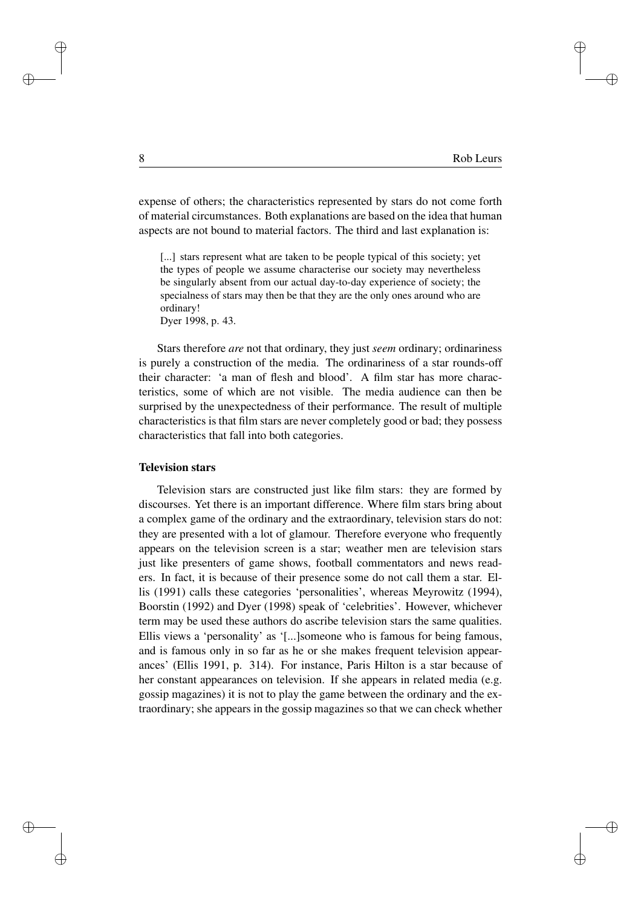expense of others; the characteristics represented by stars do not come forth of material circumstances. Both explanations are based on the idea that human aspects are not bound to material factors. The third and last explanation is:

> [...] stars represent what are taken to be people typical of this society; yet the types of people we assume characterise our society may nevertheless be singularly absent from our actual day-to-day experience of society; the specialness of stars may then be that they are the only ones around who are ordinary!
> Dyer 1998, p. 43.

Stars therefore *are* not that ordinary, they just *seem* ordinary; ordinariness is purely a construction of the media. The ordinariness of a star rounds-off their character: 'a man of flesh and blood'. A film star has more characteristics, some of which are not visible. The media audience can then be surprised by the unexpectedness of their performance. The result of multiple characteristics is that film stars are never completely good or bad; they possess characteristics that fall into both categories.

### Television stars

Television stars are constructed just like film stars: they are formed by discourses. Yet there is an important difference. Where film stars bring about a complex game of the ordinary and the extraordinary, television stars do not: they are presented with a lot of glamour. Therefore everyone who frequently appears on the television screen is a star; weather men are television stars just like presenters of game shows, football commentators and news readers. In fact, it is because of their presence some do not call them a star. Ellis (1991) calls these categories 'personalities', whereas Meyrowitz (1994), Boorstin (1992) and Dyer (1998) speak of 'celebrities'. However, whichever term may be used these authors do ascribe television stars the same qualities. Ellis views a 'personality' as '[...]someone who is famous for being famous, and is famous only in so far as he or she makes frequent television appearances' (Ellis 1991, p. 314). For instance, Paris Hilton is a star because of her constant appearances on television. If she appears in related media (e.g. gossip magazines) it is not to play the game between the ordinary and the extraordinary; she appears in the gossip magazines so that we can check whether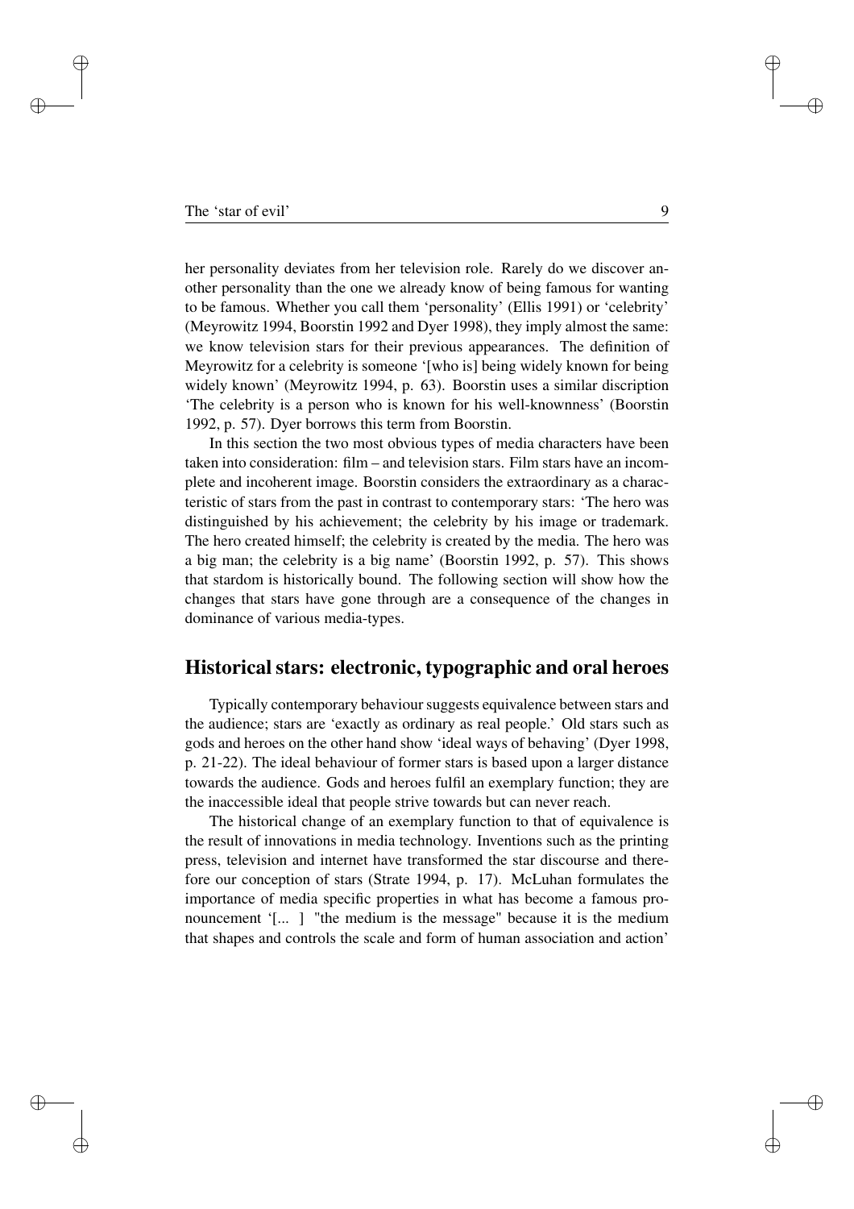her personality deviates from her television role. Rarely do we discover another personality than the one we already know of being famous for wanting to be famous. Whether you call them 'personality' (Ellis 1991) or 'celebrity' (Meyrowitz 1994, Boorstin 1992 and Dyer 1998), they imply almost the same: we know television stars for their previous appearances. The definition of Meyrowitz for a celebrity is someone '[who is] being widely known for being widely known' (Meyrowitz 1994, p. 63). Boorstin uses a similar discription 'The celebrity is a person who is known for his well-knownness' (Boorstin 1992, p. 57). Dyer borrows this term from Boorstin.

In this section the two most obvious types of media characters have been taken into consideration: film – and television stars. Film stars have an incomplete and incoherent image. Boorstin considers the extraordinary as a characteristic of stars from the past in contrast to contemporary stars: 'The hero was distinguished by his achievement; the celebrity by his image or trademark. The hero created himself; the celebrity is created by the media. The hero was a big man; the celebrity is a big name' (Boorstin 1992, p. 57). This shows that stardom is historically bound. The following section will show how the changes that stars have gone through are a consequence of the changes in dominance of various media-types.

## Historical stars: electronic, typographic and oral heroes

Typically contemporary behaviour suggests equivalence between stars and the audience; stars are 'exactly as ordinary as real people.' Old stars such as gods and heroes on the other hand show 'ideal ways of behaving' (Dyer 1998, p. 21-22). The ideal behaviour of former stars is based upon a larger distance towards the audience. Gods and heroes fulfil an exemplary function; they are the inaccessible ideal that people strive towards but can never reach.

The historical change of an exemplary function to that of equivalence is the result of innovations in media technology. Inventions such as the printing press, television and internet have transformed the star discourse and therefore our conception of stars (Strate 1994, p. 17). McLuhan formulates the importance of media specific properties in what has become a famous pronouncement '[... ] "the medium is the message" because it is the medium that shapes and controls the scale and form of human association and action'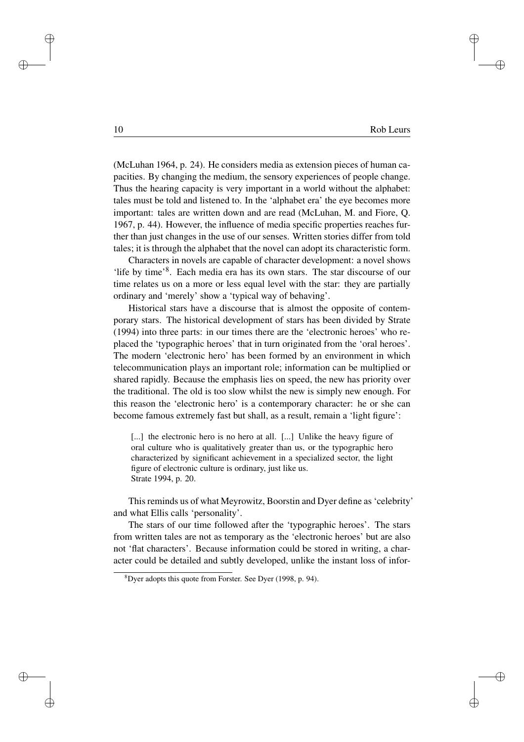(McLuhan 1964, p. 24). He considers media as extension pieces of human capacities. By changing the medium, the sensory experiences of people change. Thus the hearing capacity is very important in a world without the alphabet: tales must be told and listened to. In the 'alphabet era' the eye becomes more important: tales are written down and are read (McLuhan, M. and Fiore, Q. 1967, p. 44). However, the influence of media specific properties reaches further than just changes in the use of our senses. Written stories differ from told tales; it is through the alphabet that the novel can adopt its characteristic form.

Characters in novels are capable of character development: a novel shows 'life by time'[8]. Each media era has its own stars. The star discourse of our time relates us on a more or less equal level with the star: they are partially ordinary and 'merely' show a 'typical way of behaving'.

Historical stars have a discourse that is almost the opposite of contemporary stars. The historical development of stars has been divided by Strate (1994) into three parts: in our times there are the 'electronic heroes' who replaced the 'typographic heroes' that in turn originated from the 'oral heroes'. The modern 'electronic hero' has been formed by an environment in which telecommunication plays an important role; information can be multiplied or shared rapidly. Because the emphasis lies on speed, the new has priority over the traditional. The old is too slow whilst the new is simply new enough. For this reason the 'electronic hero' is a contemporary character: he or she can become famous extremely fast but shall, as a result, remain a 'light figure':

> [...] the electronic hero is no hero at all. [...] Unlike the heavy figure of oral culture who is qualitatively greater than us, or the typographic hero characterized by significant achievement in a specialized sector, the light figure of electronic culture is ordinary, just like us.
> Strate 1994, p. 20.

This reminds us of what Meyrowitz, Boorstin and Dyer define as 'celebrity' and what Ellis calls 'personality'.

The stars of our time followed after the 'typographic heroes'. The stars from written tales are not as temporary as the 'electronic heroes' but are also not 'flat characters'. Because information could be stored in writing, a character could be detailed and subtly developed, unlike the instant loss of infor-

[8] Dyer adopts this quote from Forster. See Dyer (1998, p. 94).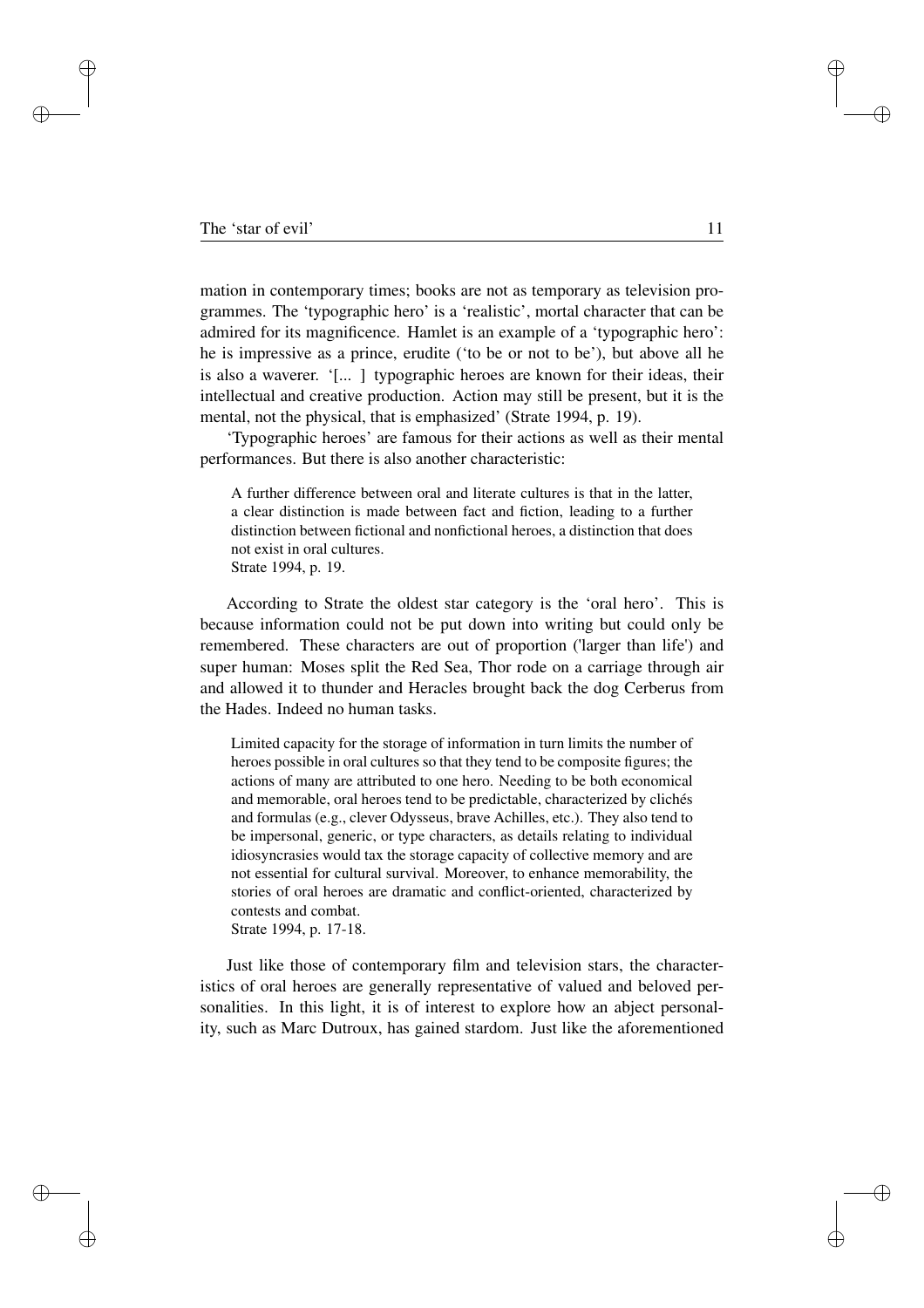mation in contemporary times; books are not as temporary as television programmes. The 'typographic hero' is a 'realistic', mortal character that can be admired for its magnificence. Hamlet is an example of a 'typographic hero': he is impressive as a prince, erudite ('to be or not to be'), but above all he is also a waverer. '[... ] typographic heroes are known for their ideas, their intellectual and creative production. Action may still be present, but it is the mental, not the physical, that is emphasized' (Strate 1994, p. 19).

'Typographic heroes' are famous for their actions as well as their mental performances. But there is also another characteristic:

> A further difference between oral and literate cultures is that in the latter, a clear distinction is made between fact and fiction, leading to a further distinction between fictional and nonfictional heroes, a distinction that does not exist in oral cultures.
> Strate 1994, p. 19.

According to Strate the oldest star category is the 'oral hero'. This is because information could not be put down into writing but could only be remembered. These characters are out of proportion ('larger than life') and super human: Moses split the Red Sea, Thor rode on a carriage through air and allowed it to thunder and Heracles brought back the dog Cerberus from the Hades. Indeed no human tasks.

> Limited capacity for the storage of information in turn limits the number of heroes possible in oral cultures so that they tend to be composite figures; the actions of many are attributed to one hero. Needing to be both economical and memorable, oral heroes tend to be predictable, characterized by clichés and formulas (e.g., clever Odysseus, brave Achilles, etc.). They also tend to be impersonal, generic, or type characters, as details relating to individual idiosyncrasies would tax the storage capacity of collective memory and are not essential for cultural survival. Moreover, to enhance memorability, the stories of oral heroes are dramatic and conflict-oriented, characterized by contests and combat.
> Strate 1994, p. 17-18.

Just like those of contemporary film and television stars, the characteristics of oral heroes are generally representative of valued and beloved personalities. In this light, it is of interest to explore how an abject personality, such as Marc Dutroux, has gained stardom. Just like the aforementioned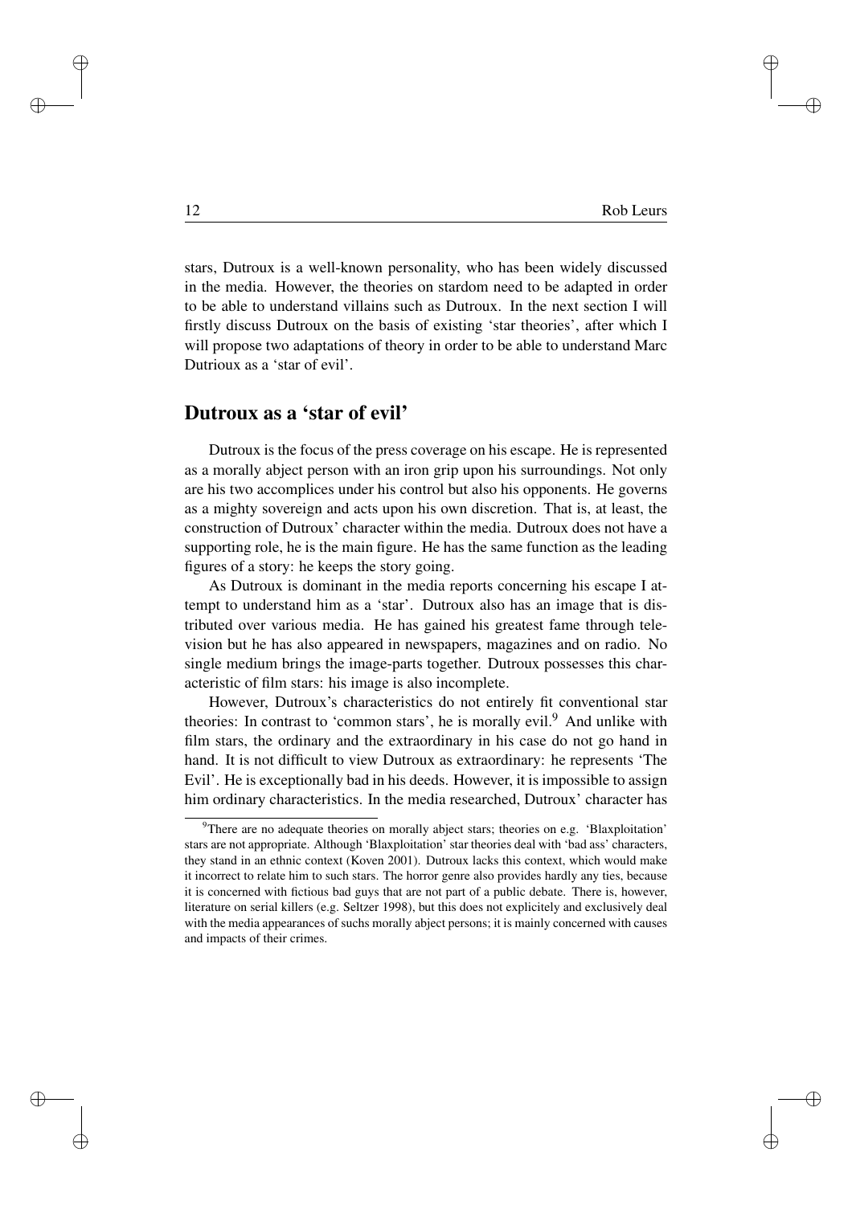stars, Dutroux is a well-known personality, who has been widely discussed in the media. However, the theories on stardom need to be adapted in order to be able to understand villains such as Dutroux. In the next section I will firstly discuss Dutroux on the basis of existing 'star theories', after which I will propose two adaptations of theory in order to be able to understand Marc Dutrioux as a 'star of evil'.

## Dutroux as a 'star of evil'

Dutroux is the focus of the press coverage on his escape. He is represented as a morally abject person with an iron grip upon his surroundings. Not only are his two accomplices under his control but also his opponents. He governs as a mighty sovereign and acts upon his own discretion. That is, at least, the construction of Dutroux' character within the media. Dutroux does not have a supporting role, he is the main figure. He has the same function as the leading figures of a story: he keeps the story going.

As Dutroux is dominant in the media reports concerning his escape I attempt to understand him as a 'star'. Dutroux also has an image that is distributed over various media. He has gained his greatest fame through television but he has also appeared in newspapers, magazines and on radio. No single medium brings the image-parts together. Dutroux possesses this characteristic of film stars: his image is also incomplete.

However, Dutroux's characteristics do not entirely fit conventional star theories: In contrast to 'common stars', he is morally evil.[9] And unlike with film stars, the ordinary and the extraordinary in his case do not go hand in hand. It is not difficult to view Dutroux as extraordinary: he represents 'The Evil'. He is exceptionally bad in his deeds. However, it is impossible to assign him ordinary characteristics. In the media researched, Dutroux' character has

[9] There are no adequate theories on morally abject stars; theories on e.g. 'Blaxploitation' stars are not appropriate. Although 'Blaxploitation' star theories deal with 'bad ass' characters, they stand in an ethnic context (Koven 2001). Dutroux lacks this context, which would make it incorrect to relate him to such stars. The horror genre also provides hardly any ties, because it is concerned with fictious bad guys that are not part of a public debate. There is, however, literature on serial killers (e.g. Seltzer 1998), but this does not explicitely and exclusively deal with the media appearances of suchs morally abject persons; it is mainly concerned with causes and impacts of their crimes.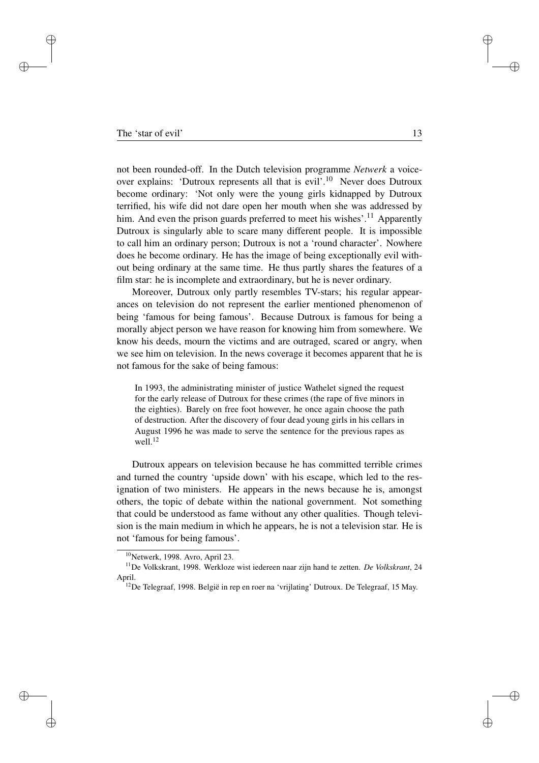not been rounded-off. In the Dutch television programme *Netwerk* a voice-over explains: 'Dutroux represents all that is evil'.[10] Never does Dutroux become ordinary: 'Not only were the young girls kidnapped by Dutroux terrified, his wife did not dare open her mouth when she was addressed by him. And even the prison guards preferred to meet his wishes'.[11] Apparently Dutroux is singularly able to scare many different people. It is impossible to call him an ordinary person; Dutroux is not a 'round character'. Nowhere does he become ordinary. He has the image of being exceptionally evil without being ordinary at the same time. He thus partly shares the features of a film star: he is incomplete and extraordinary, but he is never ordinary.

Moreover, Dutroux only partly resembles TV-stars; his regular appearances on television do not represent the earlier mentioned phenomenon of being 'famous for being famous'. Because Dutroux is famous for being a morally abject person we have reason for knowing him from somewhere. We know his deeds, mourn the victims and are outraged, scared or angry, when we see him on television. In the news coverage it becomes apparent that he is not famous for the sake of being famous:

> In 1993, the administrating minister of justice Wathelet signed the request for the early release of Dutroux for these crimes (the rape of five minors in the eighties). Barely on free foot however, he once again choose the path of destruction. After the discovery of four dead young girls in his cellars in August 1996 he was made to serve the sentence for the previous rapes as well.[12]

Dutroux appears on television because he has committed terrible crimes and turned the country 'upside down' with his escape, which led to the resignation of two ministers. He appears in the news because he is, amongst others, the topic of debate within the national government. Not something that could be understood as fame without any other qualities. Though television is the main medium in which he appears, he is not a television star. He is not 'famous for being famous'.

---

[10] Netwerk, 1998. Avro, April 23.

[11] De Volkskrant, 1998. Werkloze wist iedereen naar zijn hand te zetten. *De Volkskrant*, 24 April.

[12] De Telegraaf, 1998. België in rep en roer na 'vrijlating' Dutroux. De Telegraaf, 15 May.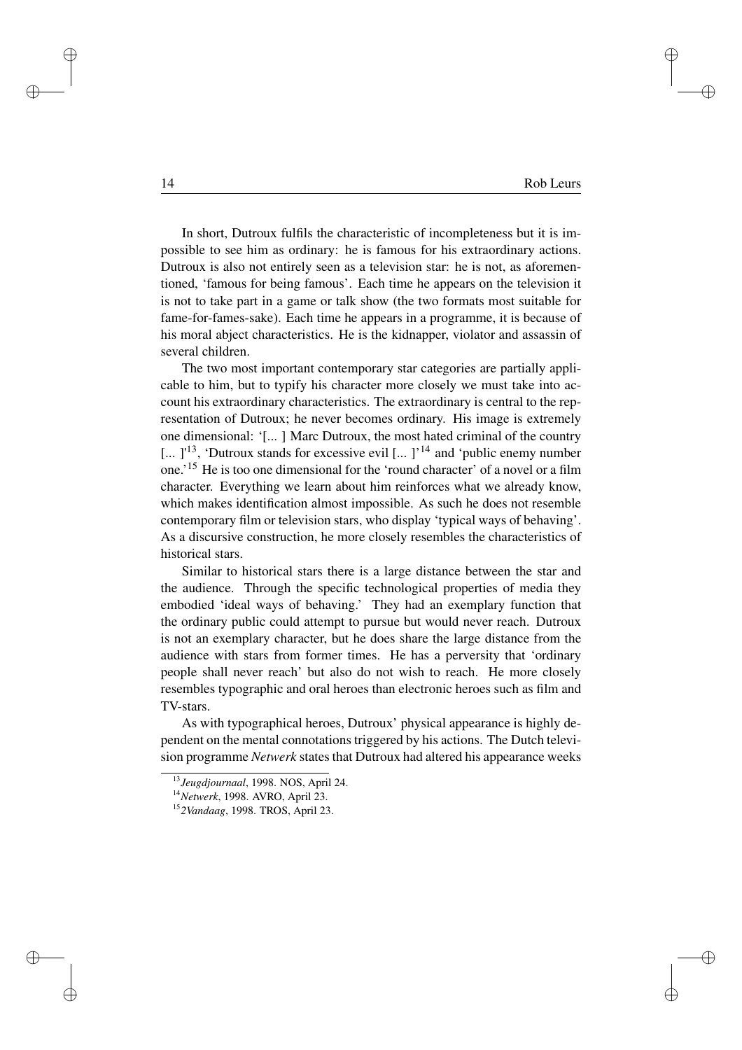In short, Dutroux fulfils the characteristic of incompleteness but it is impossible to see him as ordinary: he is famous for his extraordinary actions. Dutroux is also not entirely seen as a television star: he is not, as aforementioned, 'famous for being famous'. Each time he appears on the television it is not to take part in a game or talk show (the two formats most suitable for fame-for-fames-sake). Each time he appears in a programme, it is because of his moral abject characteristics. He is the kidnapper, violator and assassin of several children.

The two most important contemporary star categories are partially applicable to him, but to typify his character more closely we must take into account his extraordinary characteristics. The extraordinary is central to the representation of Dutroux; he never becomes ordinary. His image is extremely one dimensional: '[... ] Marc Dutroux, the most hated criminal of the country [... ]'[13], 'Dutroux stands for excessive evil [... ]'[14] and 'public enemy number one.'[15] He is too one dimensional for the 'round character' of a novel or a film character. Everything we learn about him reinforces what we already know, which makes identification almost impossible. As such he does not resemble contemporary film or television stars, who display 'typical ways of behaving'. As a discursive construction, he more closely resembles the characteristics of historical stars.

Similar to historical stars there is a large distance between the star and the audience. Through the specific technological properties of media they embodied 'ideal ways of behaving.' They had an exemplary function that the ordinary public could attempt to pursue but would never reach. Dutroux is not an exemplary character, but he does share the large distance from the audience with stars from former times. He has a perversity that 'ordinary people shall never reach' but also do not wish to reach. He more closely resembles typographic and oral heroes than electronic heroes such as film and TV-stars.

As with typographical heroes, Dutroux' physical appearance is highly dependent on the mental connotations triggered by his actions. The Dutch television programme *Netwerk* states that Dutroux had altered his appearance weeks

[13] *Jeugdjournaal*, 1998. NOS, April 24.

[14] *Netwerk*, 1998. AVRO, April 23.

[15] *2Vandaag*, 1998. TROS, April 23.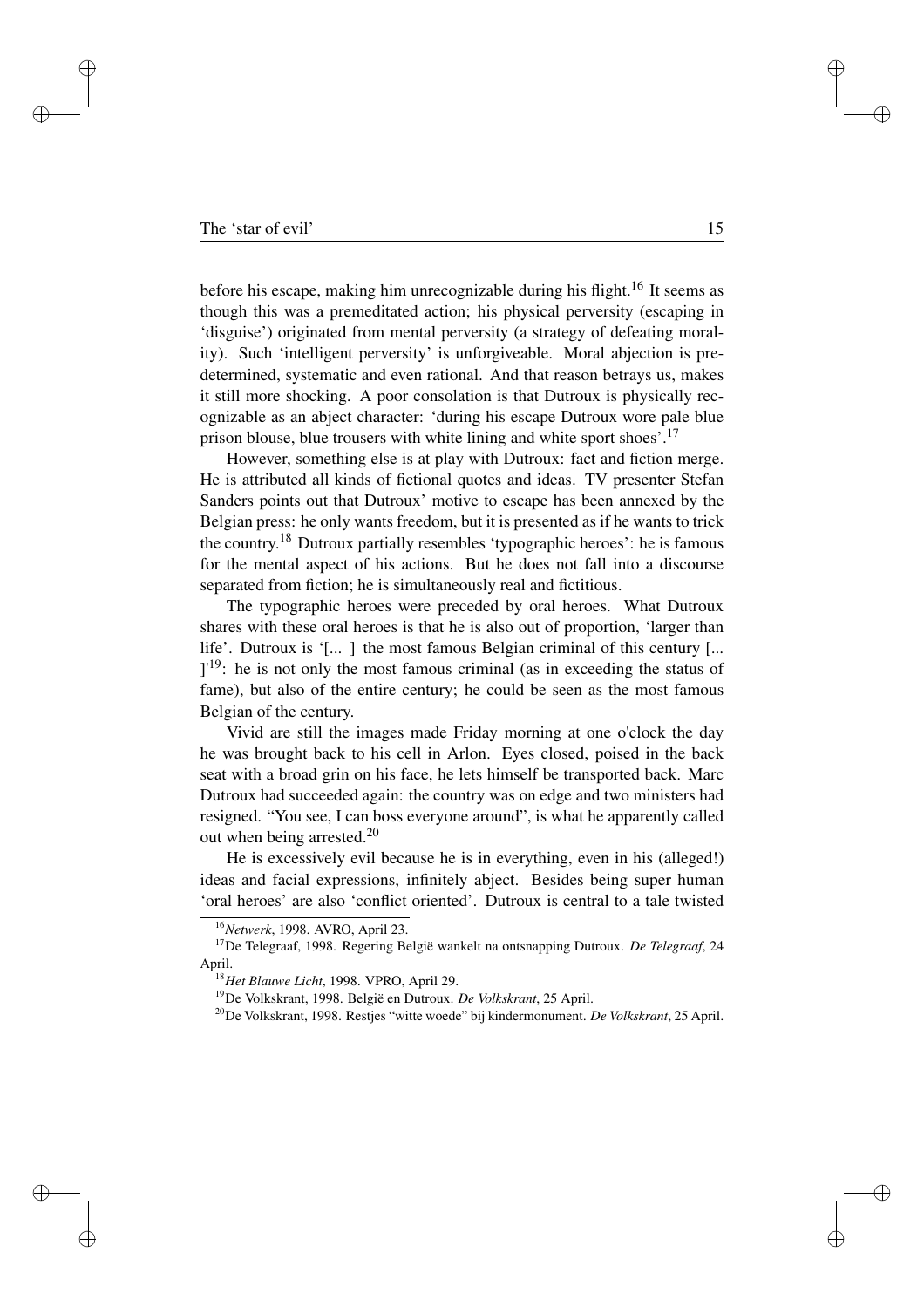before his escape, making him unrecognizable during his flight.[16] It seems as though this was a premeditated action; his physical perversity (escaping in 'disguise') originated from mental perversity (a strategy of defeating morality). Such 'intelligent perversity' is unforgiveable. Moral abjection is predetermined, systematic and even rational. And that reason betrays us, makes it still more shocking. A poor consolation is that Dutroux is physically recognizable as an abject character: 'during his escape Dutroux wore pale blue prison blouse, blue trousers with white lining and white sport shoes'.[17]

However, something else is at play with Dutroux: fact and fiction merge. He is attributed all kinds of fictional quotes and ideas. TV presenter Stefan Sanders points out that Dutroux' motive to escape has been annexed by the Belgian press: he only wants freedom, but it is presented as if he wants to trick the country.[18] Dutroux partially resembles 'typographic heroes': he is famous for the mental aspect of his actions. But he does not fall into a discourse separated from fiction; he is simultaneously real and fictitious.

The typographic heroes were preceded by oral heroes. What Dutroux shares with these oral heroes is that he is also out of proportion, 'larger than life'. Dutroux is '[... ] the most famous Belgian criminal of this century [... ]'[19]: he is not only the most famous criminal (as in exceeding the status of fame), but also of the entire century; he could be seen as the most famous Belgian of the century.

Vivid are still the images made Friday morning at one o'clock the day he was brought back to his cell in Arlon. Eyes closed, poised in the back seat with a broad grin on his face, he lets himself be transported back. Marc Dutroux had succeeded again: the country was on edge and two ministers had resigned. "You see, I can boss everyone around", is what he apparently called out when being arrested.[20]

He is excessively evil because he is in everything, even in his (alleged!) ideas and facial expressions, infinitely abject. Besides being super human 'oral heroes' are also 'conflict oriented'. Dutroux is central to a tale twisted

---

[16] *Netwerk*, 1998. AVRO, April 23.

[17] De Telegraaf, 1998. Regering België wankelt na ontsnapping Dutroux. *De Telegraaf*, 24 April.

[18] *Het Blauwe Licht*, 1998. VPRO, April 29.

[19] De Volkskrant, 1998. België en Dutroux. *De Volkskrant*, 25 April.

[20] De Volkskrant, 1998. Restjes "witte woede" bij kindermonument. *De Volkskrant*, 25 April.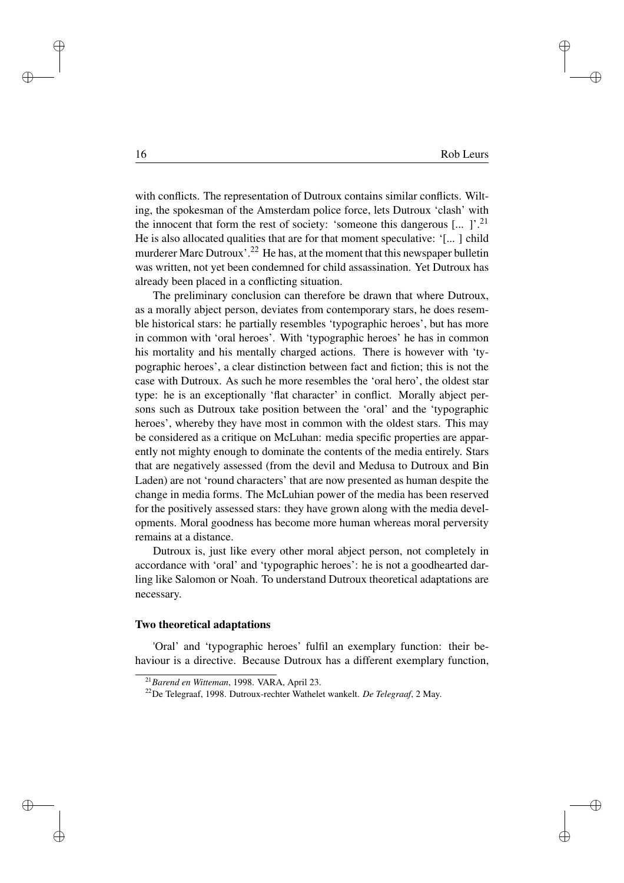with conflicts. The representation of Dutroux contains similar conflicts. Wilting, the spokesman of the Amsterdam police force, lets Dutroux 'clash' with the innocent that form the rest of society: 'someone this dangerous [... ]'.[21] He is also allocated qualities that are for that moment speculative: '[... ] child murderer Marc Dutroux'.[22] He has, at the moment that this newspaper bulletin was written, not yet been condemned for child assassination. Yet Dutroux has already been placed in a conflicting situation.

The preliminary conclusion can therefore be drawn that where Dutroux, as a morally abject person, deviates from contemporary stars, he does resemble historical stars: he partially resembles 'typographic heroes', but has more in common with 'oral heroes'. With 'typographic heroes' he has in common his mortality and his mentally charged actions. There is however with 'typographic heroes', a clear distinction between fact and fiction; this is not the case with Dutroux. As such he more resembles the 'oral hero', the oldest star type: he is an exceptionally 'flat character' in conflict. Morally abject persons such as Dutroux take position between the 'oral' and the 'typographic heroes', whereby they have most in common with the oldest stars. This may be considered as a critique on McLuhan: media specific properties are apparently not mighty enough to dominate the contents of the media entirely. Stars that are negatively assessed (from the devil and Medusa to Dutroux and Bin Laden) are not 'round characters' that are now presented as human despite the change in media forms. The McLuhian power of the media has been reserved for the positively assessed stars: they have grown along with the media developments. Moral goodness has become more human whereas moral perversity remains at a distance.

Dutroux is, just like every other moral abject person, not completely in accordance with 'oral' and 'typographic heroes': he is not a goodhearted darling like Salomon or Noah. To understand Dutroux theoretical adaptations are necessary.

### Two theoretical adaptations

'Oral' and 'typographic heroes' fulfil an exemplary function: their behaviour is a directive. Because Dutroux has a different exemplary function,

[21] *Barend en Witteman*, 1998. VARA, April 23.

[22] De Telegraaf, 1998. Dutroux-rechter Wathelet wankelt. *De Telegraaf*, 2 May.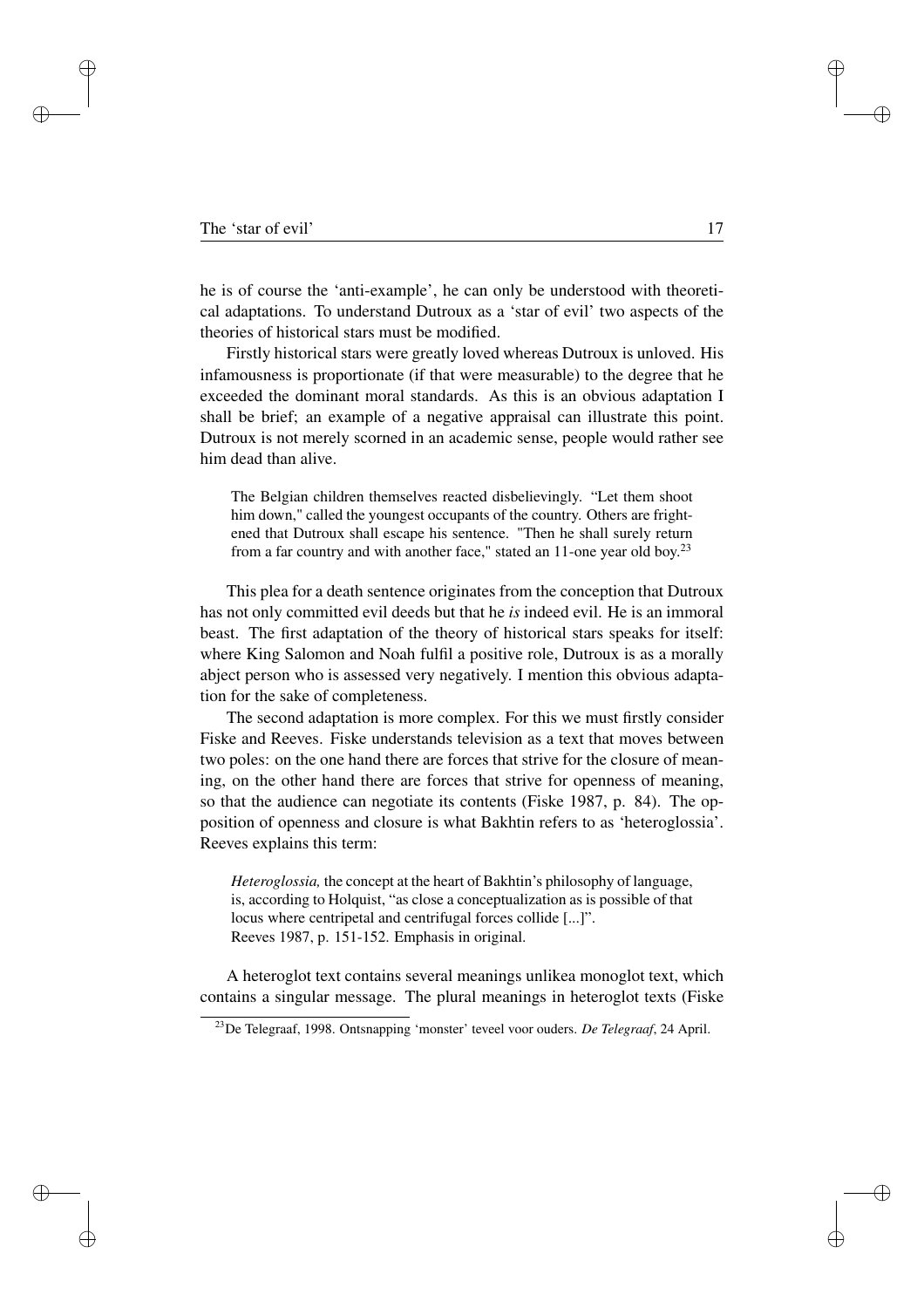he is of course the 'anti-example', he can only be understood with theoretical adaptations. To understand Dutroux as a 'star of evil' two aspects of the theories of historical stars must be modified.

Firstly historical stars were greatly loved whereas Dutroux is unloved. His infamousness is proportionate (if that were measurable) to the degree that he exceeded the dominant moral standards. As this is an obvious adaptation I shall be brief; an example of a negative appraisal can illustrate this point. Dutroux is not merely scorned in an academic sense, people would rather see him dead than alive.

> The Belgian children themselves reacted disbelievingly. "Let them shoot him down," called the youngest occupants of the country. Others are frightened that Dutroux shall escape his sentence. "Then he shall surely return from a far country and with another face," stated an 11-one year old boy.[23]

This plea for a death sentence originates from the conception that Dutroux has not only committed evil deeds but that he *is* indeed evil. He is an immoral beast. The first adaptation of the theory of historical stars speaks for itself: where King Salomon and Noah fulfil a positive role, Dutroux is as a morally abject person who is assessed very negatively. I mention this obvious adaptation for the sake of completeness.

The second adaptation is more complex. For this we must firstly consider Fiske and Reeves. Fiske understands television as a text that moves between two poles: on the one hand there are forces that strive for the closure of meaning, on the other hand there are forces that strive for openness of meaning, so that the audience can negotiate its contents (Fiske 1987, p. 84). The opposition of openness and closure is what Bakhtin refers to as 'heteroglossia'. Reeves explains this term:

> *Heteroglossia,* the concept at the heart of Bakhtin's philosophy of language, is, according to Holquist, "as close a conceptualization as is possible of that locus where centripetal and centrifugal forces collide [...]".
> Reeves 1987, p. 151-152. Emphasis in original.

A heteroglot text contains several meanings unlikea monoglot text, which contains a singular message. The plural meanings in heteroglot texts (Fiske

[23] De Telegraaf, 1998. Ontsnapping 'monster' teveel voor ouders. *De Telegraaf*, 24 April.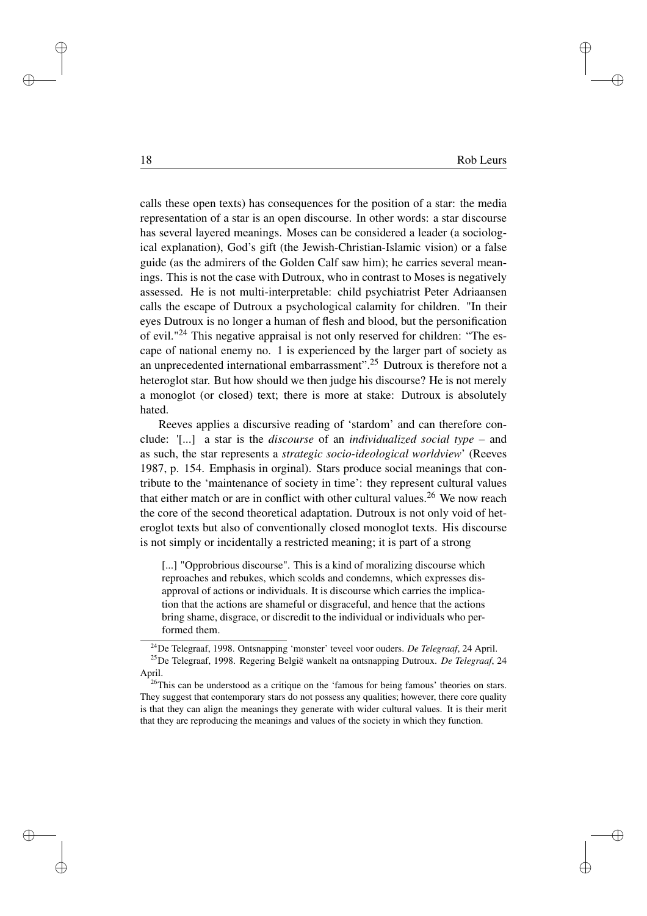calls these open texts) has consequences for the position of a star: the media representation of a star is an open discourse. In other words: a star discourse has several layered meanings. Moses can be considered a leader (a sociological explanation), God's gift (the Jewish-Christian-Islamic vision) or a false guide (as the admirers of the Golden Calf saw him); he carries several meanings. This is not the case with Dutroux, who in contrast to Moses is negatively assessed. He is not multi-interpretable: child psychiatrist Peter Adriaansen calls the escape of Dutroux a psychological calamity for children. "In their eyes Dutroux is no longer a human of flesh and blood, but the personification of evil."[24] This negative appraisal is not only reserved for children: "The escape of national enemy no. 1 is experienced by the larger part of society as an unprecedented international embarrassment".[25] Dutroux is therefore not a heteroglot star. But how should we then judge his discourse? He is not merely a monoglot (or closed) text; there is more at stake: Dutroux is absolutely hated.

Reeves applies a discursive reading of 'stardom' and can therefore conclude: '[...] a star is the *discourse* of an *individualized social type* – and as such, the star represents a *strategic socio-ideological worldview*' (Reeves 1987, p. 154. Emphasis in orginal). Stars produce social meanings that contribute to the 'maintenance of society in time': they represent cultural values that either match or are in conflict with other cultural values.[26] We now reach the core of the second theoretical adaptation. Dutroux is not only void of heteroglot texts but also of conventionally closed monoglot texts. His discourse is not simply or incidentally a restricted meaning; it is part of a strong

> [...] "Opprobrious discourse". This is a kind of moralizing discourse which reproaches and rebukes, which scolds and condemns, which expresses disapproval of actions or individuals. It is discourse which carries the implication that the actions are shameful or disgraceful, and hence that the actions bring shame, disgrace, or discredit to the individual or individuals who performed them.

[24] De Telegraaf, 1998. Ontsnapping 'monster' teveel voor ouders. *De Telegraaf*, 24 April.

[25] De Telegraaf, 1998. Regering België wankelt na ontsnapping Dutroux. *De Telegraaf*, 24 April.

[26] This can be understood as a critique on the 'famous for being famous' theories on stars. They suggest that contemporary stars do not possess any qualities; however, there core quality is that they can align the meanings they generate with wider cultural values. It is their merit that they are reproducing the meanings and values of the society in which they function.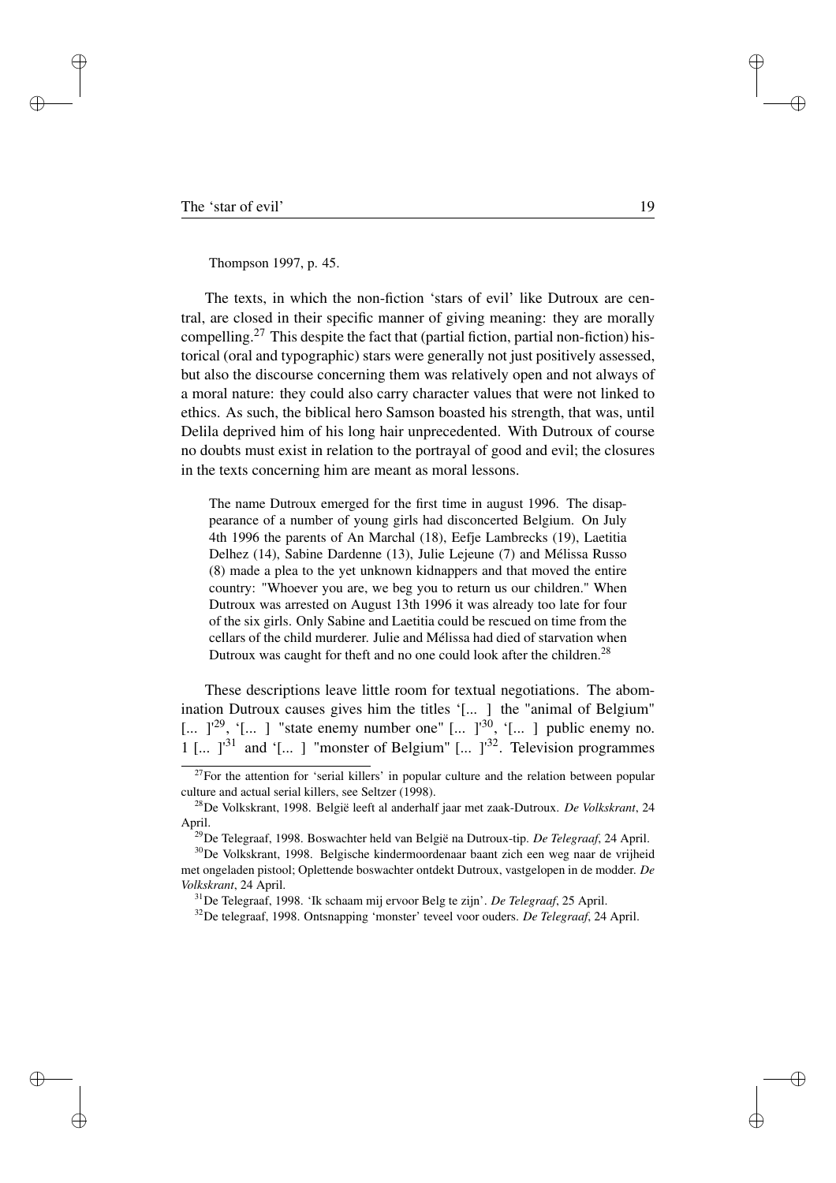Thompson 1997, p. 45.

The texts, in which the non-fiction 'stars of evil' like Dutroux are central, are closed in their specific manner of giving meaning: they are morally compelling.[27] This despite the fact that (partial fiction, partial non-fiction) historical (oral and typographic) stars were generally not just positively assessed, but also the discourse concerning them was relatively open and not always of a moral nature: they could also carry character values that were not linked to ethics. As such, the biblical hero Samson boasted his strength, that was, until Delila deprived him of his long hair unprecedented. With Dutroux of course no doubts must exist in relation to the portrayal of good and evil; the closures in the texts concerning him are meant as moral lessons.

> The name Dutroux emerged for the first time in august 1996. The disappearance of a number of young girls had disconcerted Belgium. On July 4th 1996 the parents of An Marchal (18), Eefje Lambrecks (19), Laetitia Delhez (14), Sabine Dardenne (13), Julie Lejeune (7) and Mélissa Russo (8) made a plea to the yet unknown kidnappers and that moved the entire country: "Whoever you are, we beg you to return us our children." When Dutroux was arrested on August 13th 1996 it was already too late for four of the six girls. Only Sabine and Laetitia could be rescued on time from the cellars of the child murderer. Julie and Mélissa had died of starvation when Dutroux was caught for theft and no one could look after the children.[28]

These descriptions leave little room for textual negotiations. The abomination Dutroux causes gives him the titles '[... ] the "animal of Belgium" [... ]'[29], '[... ] "state enemy number one" [... ]'[30], '[... ] public enemy no. 1 [... ]'[31] and '[... ] "monster of Belgium" [... ]'[32]. Television programmes

[27] For the attention for 'serial killers' in popular culture and the relation between popular culture and actual serial killers, see Seltzer (1998).

[28] De Volkskrant, 1998. België leeft al anderhalf jaar met zaak-Dutroux. *De Volkskrant*, 24 April.

[29] De Telegraaf, 1998. Boswachter held van België na Dutroux-tip. *De Telegraaf*, 24 April.

[30] De Volkskrant, 1998. Belgische kindermoordenaar baant zich een weg naar de vrijheid met ongeladen pistool; Oplettende boswachter ontdekt Dutroux, vastgelopen in de modder. *De Volkskrant*, 24 April.

[31] De Telegraaf, 1998. 'Ik schaam mij ervoor Belg te zijn'. *De Telegraaf*, 25 April.

[32] De telegraaf, 1998. Ontsnapping 'monster' teveel voor ouders. *De Telegraaf*, 24 April.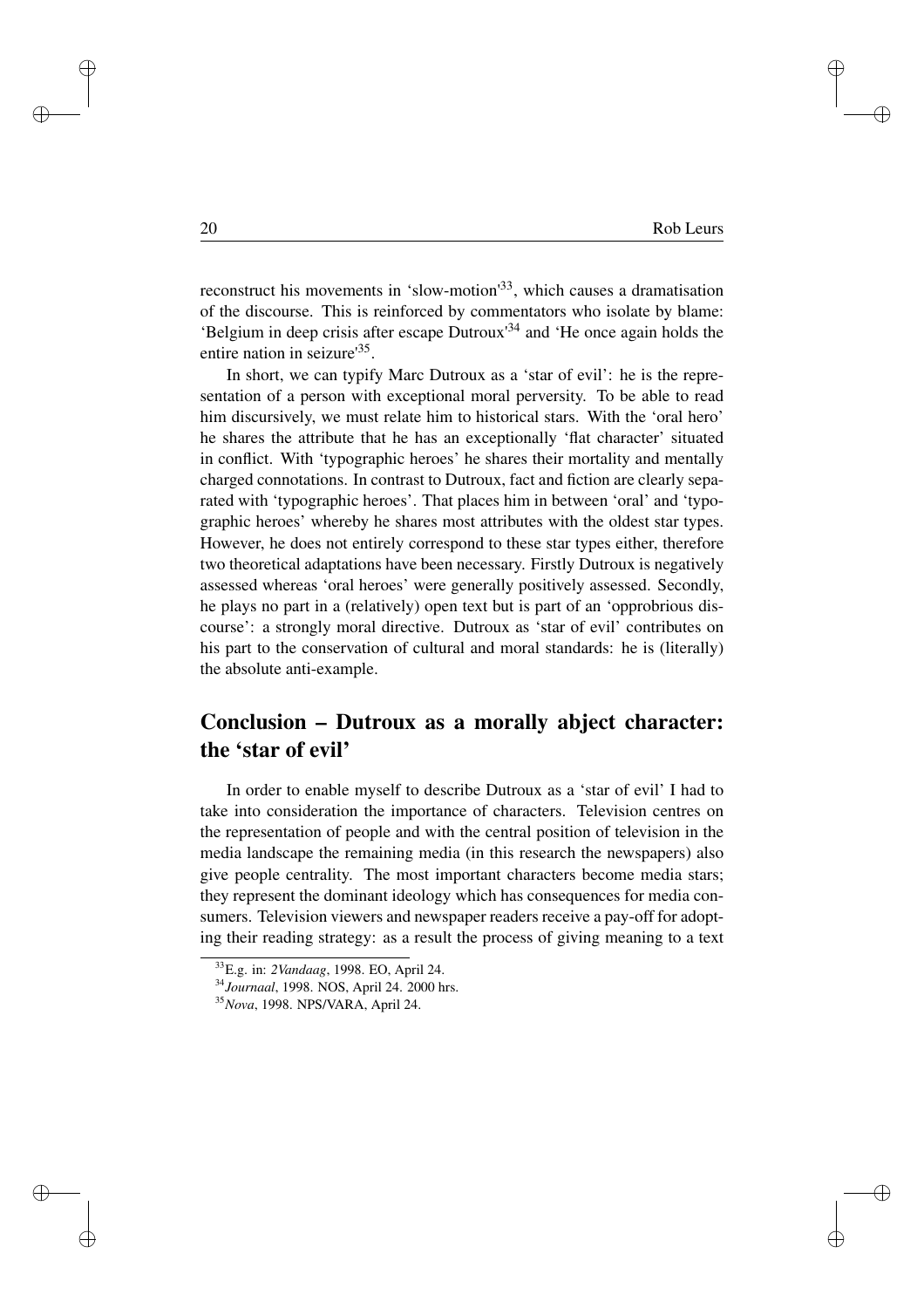reconstruct his movements in 'slow-motion'[33], which causes a dramatisation of the discourse. This is reinforced by commentators who isolate by blame: 'Belgium in deep crisis after escape Dutroux'[34] and 'He once again holds the entire nation in seizure'[35].

In short, we can typify Marc Dutroux as a 'star of evil': he is the representation of a person with exceptional moral perversity. To be able to read him discursively, we must relate him to historical stars. With the 'oral hero' he shares the attribute that he has an exceptionally 'flat character' situated in conflict. With 'typographic heroes' he shares their mortality and mentally charged connotations. In contrast to Dutroux, fact and fiction are clearly separated with 'typographic heroes'. That places him in between 'oral' and 'typographic heroes' whereby he shares most attributes with the oldest star types. However, he does not entirely correspond to these star types either, therefore two theoretical adaptations have been necessary. Firstly Dutroux is negatively assessed whereas 'oral heroes' were generally positively assessed. Secondly, he plays no part in a (relatively) open text but is part of an 'opprobrious discourse': a strongly moral directive. Dutroux as 'star of evil' contributes on his part to the conservation of cultural and moral standards: he is (literally) the absolute anti-example.

## Conclusion – Dutroux as a morally abject character: the 'star of evil'

In order to enable myself to describe Dutroux as a 'star of evil' I had to take into consideration the importance of characters. Television centres on the representation of people and with the central position of television in the media landscape the remaining media (in this research the newspapers) also give people centrality. The most important characters become media stars; they represent the dominant ideology which has consequences for media consumers. Television viewers and newspaper readers receive a pay-off for adopting their reading strategy: as a result the process of giving meaning to a text

[33] E.g. in: *2Vandaag*, 1998. EO, April 24.

[34] *Journaal*, 1998. NOS, April 24. 2000 hrs.

[35] *Nova*, 1998. NPS/VARA, April 24.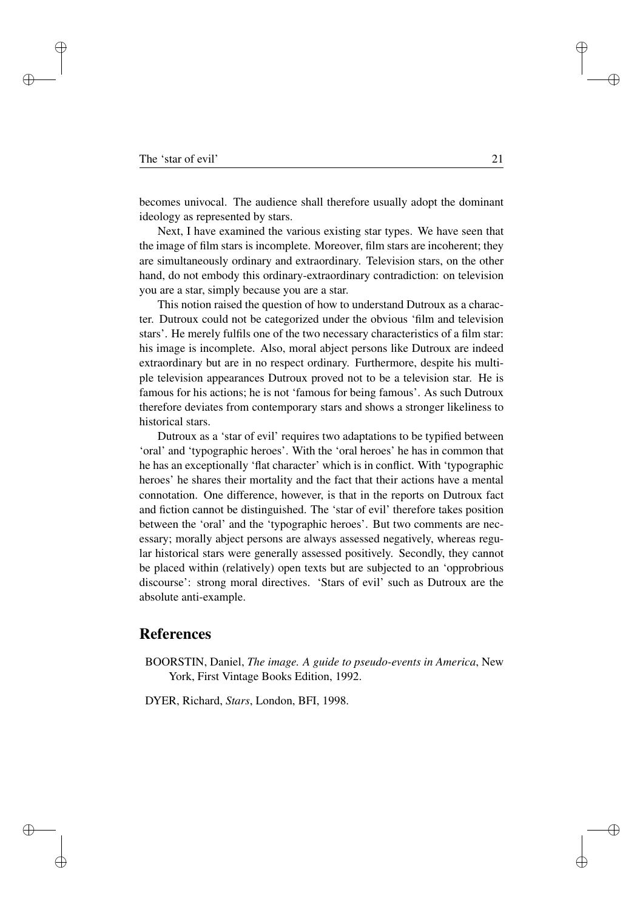becomes univocal. The audience shall therefore usually adopt the dominant ideology as represented by stars.

Next, I have examined the various existing star types. We have seen that the image of film stars is incomplete. Moreover, film stars are incoherent; they are simultaneously ordinary and extraordinary. Television stars, on the other hand, do not embody this ordinary-extraordinary contradiction: on television you are a star, simply because you are a star.

This notion raised the question of how to understand Dutroux as a character. Dutroux could not be categorized under the obvious 'film and television stars'. He merely fulfils one of the two necessary characteristics of a film star: his image is incomplete. Also, moral abject persons like Dutroux are indeed extraordinary but are in no respect ordinary. Furthermore, despite his multiple television appearances Dutroux proved not to be a television star. He is famous for his actions; he is not 'famous for being famous'. As such Dutroux therefore deviates from contemporary stars and shows a stronger likeliness to historical stars.

Dutroux as a 'star of evil' requires two adaptations to be typified between 'oral' and 'typographic heroes'. With the 'oral heroes' he has in common that he has an exceptionally 'flat character' which is in conflict. With 'typographic heroes' he shares their mortality and the fact that their actions have a mental connotation. One difference, however, is that in the reports on Dutroux fact and fiction cannot be distinguished. The 'star of evil' therefore takes position between the 'oral' and the 'typographic heroes'. But two comments are necessary; morally abject persons are always assessed negatively, whereas regular historical stars were generally assessed positively. Secondly, they cannot be placed within (relatively) open texts but are subjected to an 'opprobrious discourse': strong moral directives. 'Stars of evil' such as Dutroux are the absolute anti-example.

## References

BOORSTIN, Daniel, *The image. A guide to pseudo-events in America*, New York, First Vintage Books Edition, 1992.

DYER, Richard, *Stars*, London, BFI, 1998.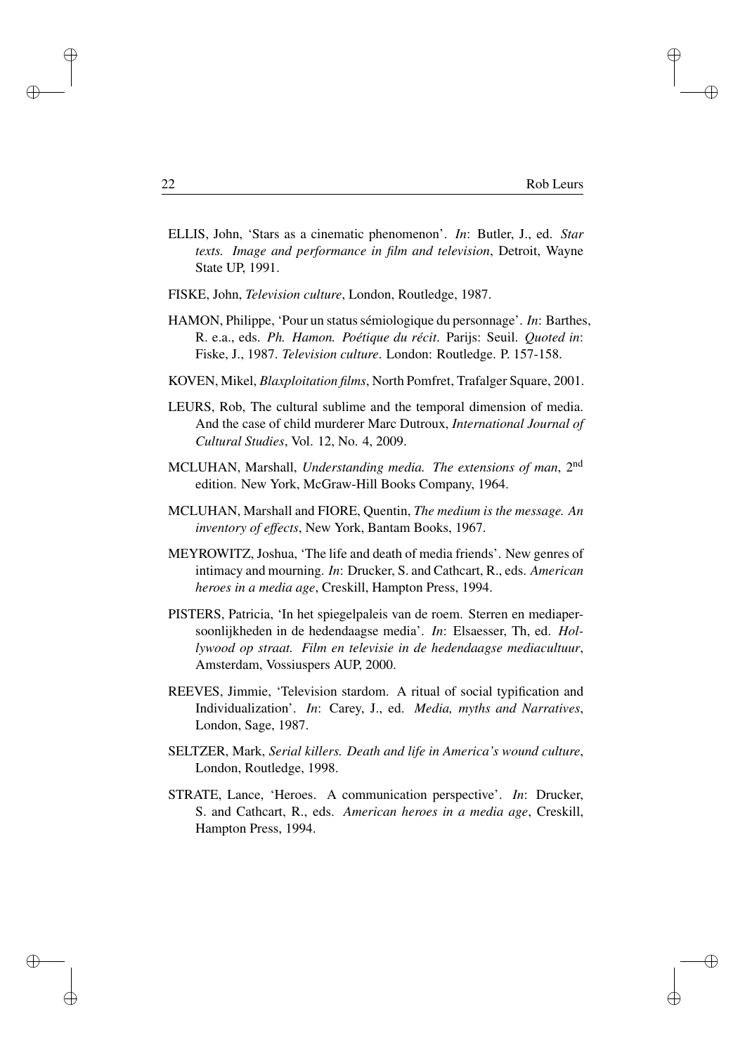ELLIS, John, 'Stars as a cinematic phenomenon'. *In*: Butler, J., ed. *Star texts. Image and performance in film and television*, Detroit, Wayne State UP, 1991.

FISKE, John, *Television culture*, London, Routledge, 1987.

HAMON, Philippe, 'Pour un status sémiologique du personnage'. *In*: Barthes, R. e.a., eds. *Ph. Hamon. Poétique du récit*. Parijs: Seuil. *Quoted in*: Fiske, J., 1987. *Television culture*. London: Routledge. P. 157-158.

KOVEN, Mikel, *Blaxploitation films*, North Pomfret, Trafalger Square, 2001.

LEURS, Rob, The cultural sublime and the temporal dimension of media. And the case of child murderer Marc Dutroux, *International Journal of Cultural Studies*, Vol. 12, No. 4, 2009.

MCLUHAN, Marshall, *Understanding media. The extensions of man*, 2nd edition. New York, McGraw-Hill Books Company, 1964.

MCLUHAN, Marshall and FIORE, Quentin, *The medium is the message. An inventory of effects*, New York, Bantam Books, 1967.

MEYROWITZ, Joshua, 'The life and death of media friends'. New genres of intimacy and mourning. *In*: Drucker, S. and Cathcart, R., eds. *American heroes in a media age*, Creskill, Hampton Press, 1994.

PISTERS, Patricia, 'In het spiegelpaleis van de roem. Sterren en mediapersoonlijkheden in de hedendaagse media'. *In*: Elsaesser, Th, ed. *Hollywood op straat. Film en televisie in de hedendaagse mediacultuur*, Amsterdam, Vossiuspers AUP, 2000.

REEVES, Jimmie, 'Television stardom. A ritual of social typification and Individualization'. *In*: Carey, J., ed. *Media, myths and Narratives*, London, Sage, 1987.

SELTZER, Mark, *Serial killers. Death and life in America's wound culture*, London, Routledge, 1998.

STRATE, Lance, 'Heroes. A communication perspective'. *In*: Drucker, S. and Cathcart, R., eds. *American heroes in a media age*, Creskill, Hampton Press, 1994.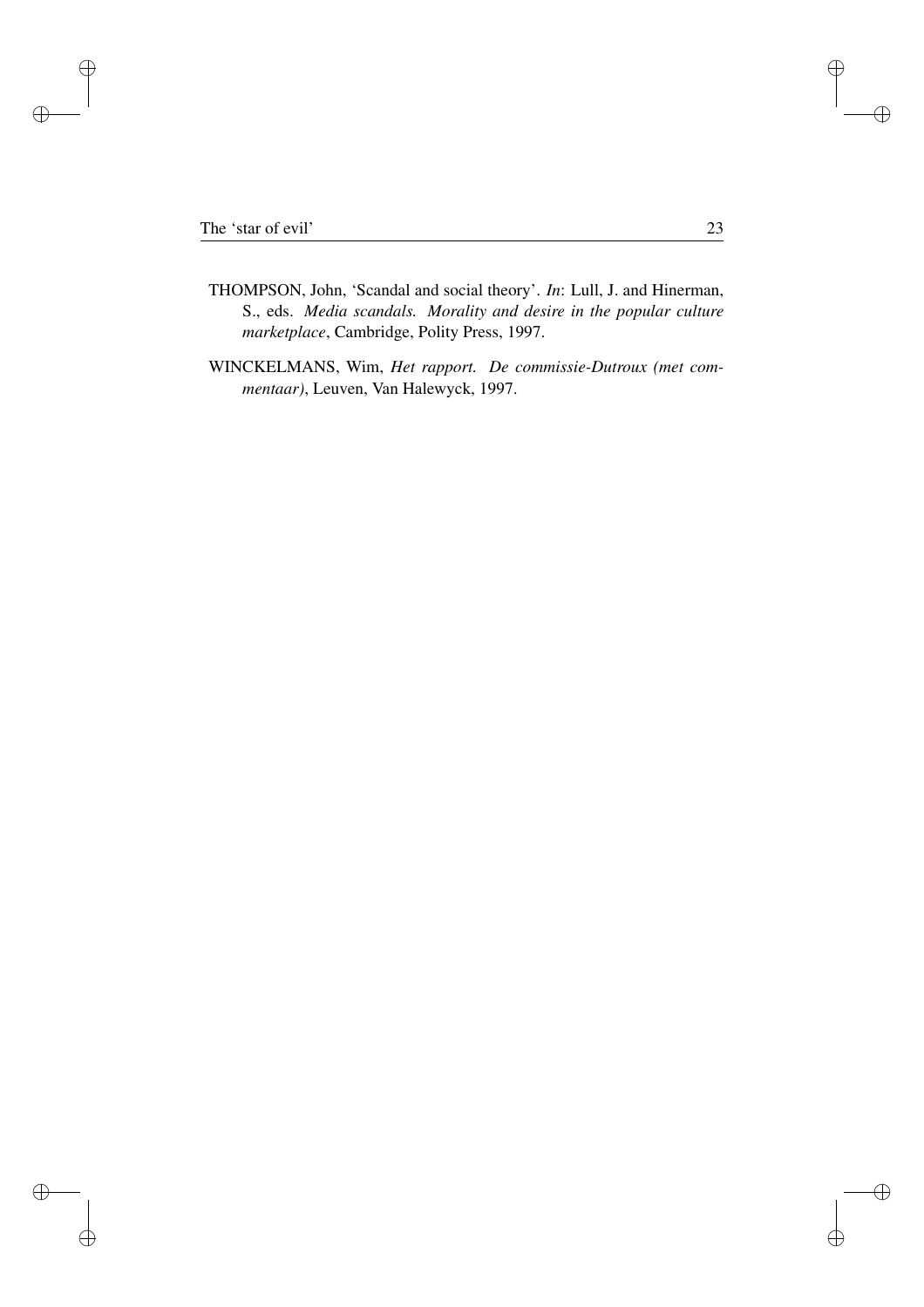THOMPSON, John, 'Scandal and social theory'. *In*: Lull, J. and Hinerman, S., eds. *Media scandals. Morality and desire in the popular culture marketplace*, Cambridge, Polity Press, 1997.

WINCKELMANS, Wim, *Het rapport. De commissie-Dutroux (met commentaar)*, Leuven, Van Halewyck, 1997.